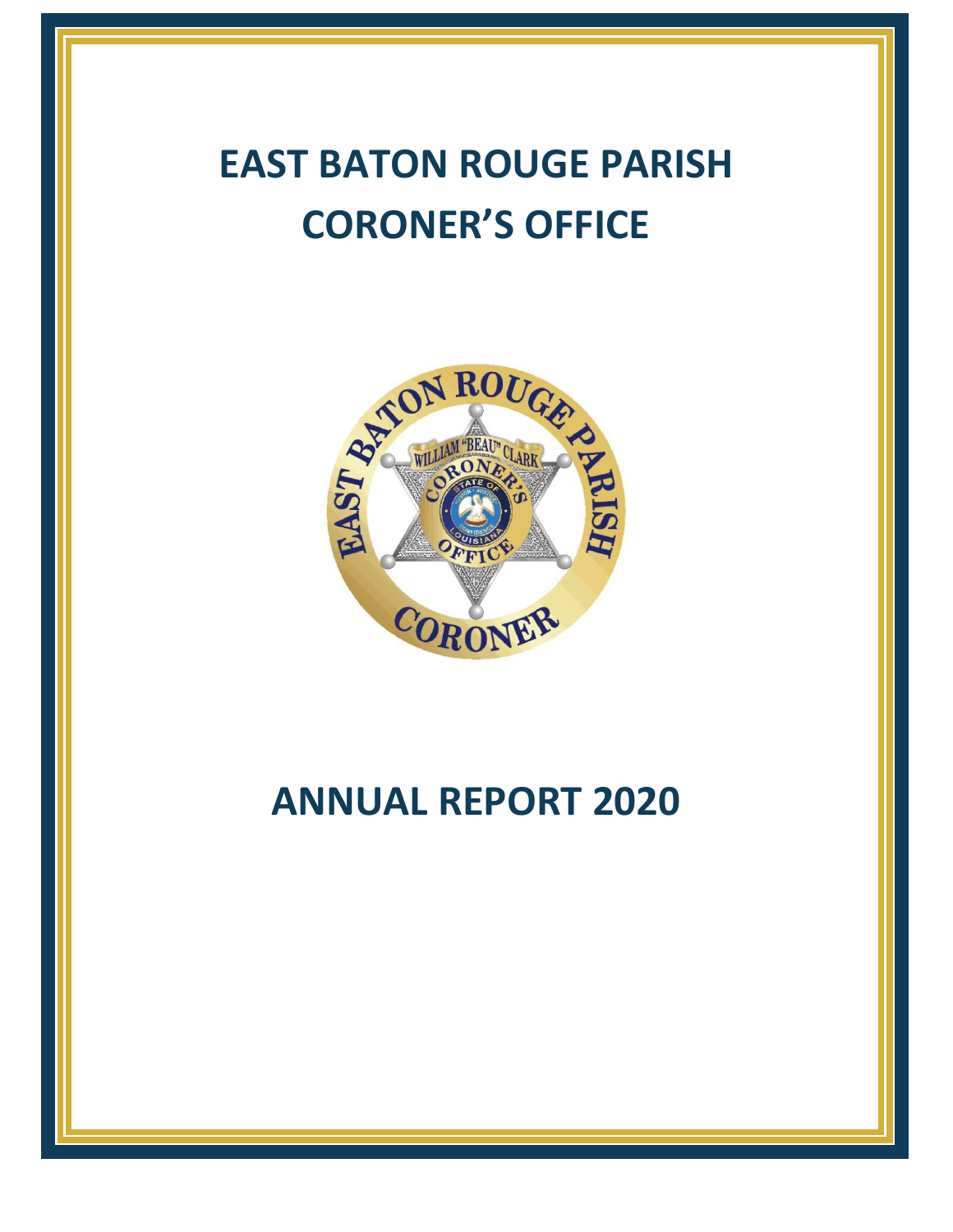# EAST BATON ROUGE PARISH CORONER'S OFFICE

# ANNUAL REPORT 2020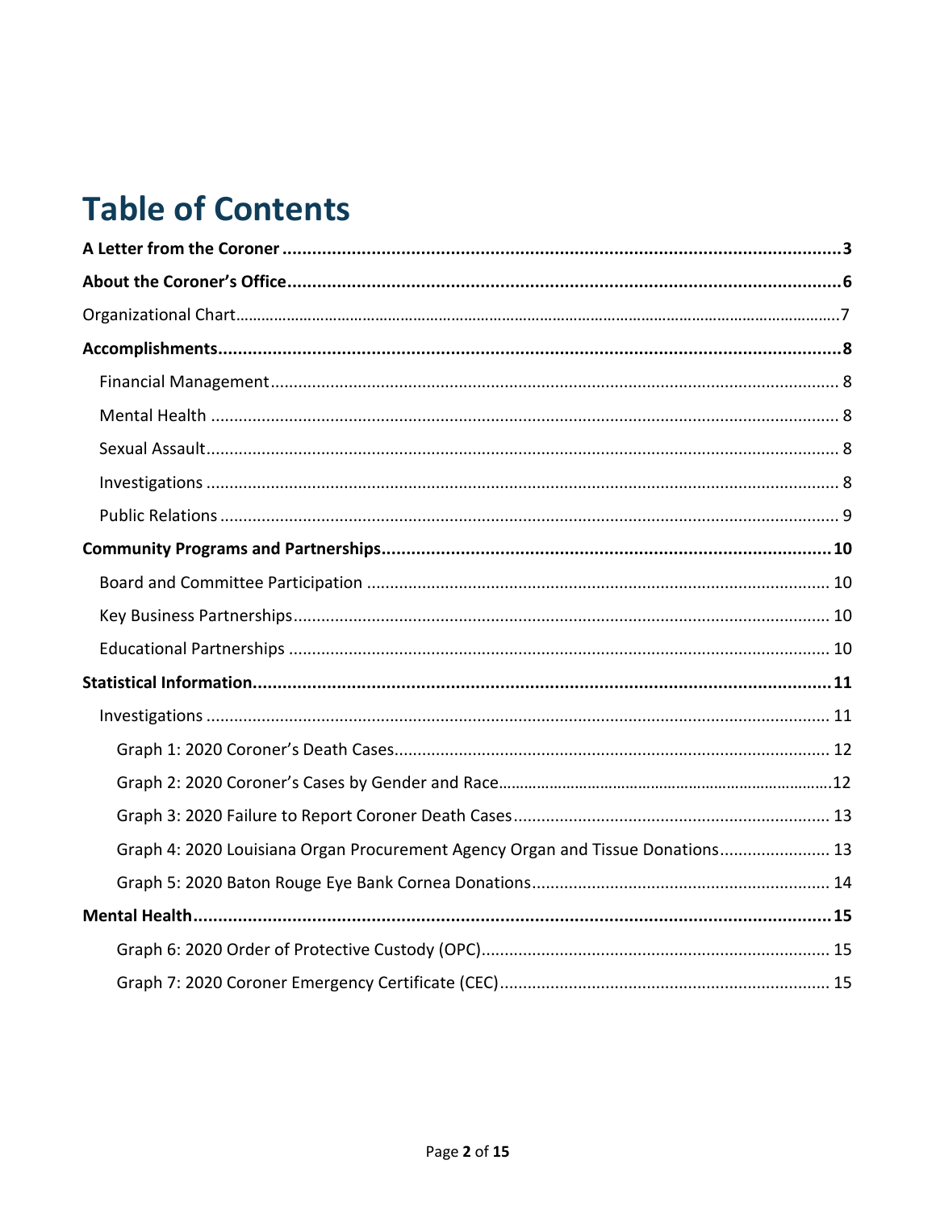# Table of Contents

**A Letter from the Coroner** .......... **3**

**About the Coroner's Office** .......... **6**

Organizational Chart .......... 7

**Accomplishments** .......... **8**

- Financial Management .......... 8
- Mental Health .......... 8
- Sexual Assault .......... 8
- Investigations .......... 8
- Public Relations .......... 9

**Community Programs and Partnerships** .......... **10**

- Board and Committee Participation .......... 10
- Key Business Partnerships .......... 10
- Educational Partnerships .......... 10

**Statistical Information** .......... **11**

- Investigations .......... 11
  - Graph 1: 2020 Coroner's Death Cases .......... 12
  - Graph 2: 2020 Coroner's Cases by Gender and Race .......... 12
  - Graph 3: 2020 Failure to Report Coroner Death Cases .......... 13
  - Graph 4: 2020 Louisiana Organ Procurement Agency Organ and Tissue Donations .......... 13
  - Graph 5: 2020 Baton Rouge Eye Bank Cornea Donations .......... 14

**Mental Health** .......... **15**

- Graph 6: 2020 Order of Protective Custody (OPC) .......... 15
- Graph 7: 2020 Coroner Emergency Certificate (CEC) .......... 15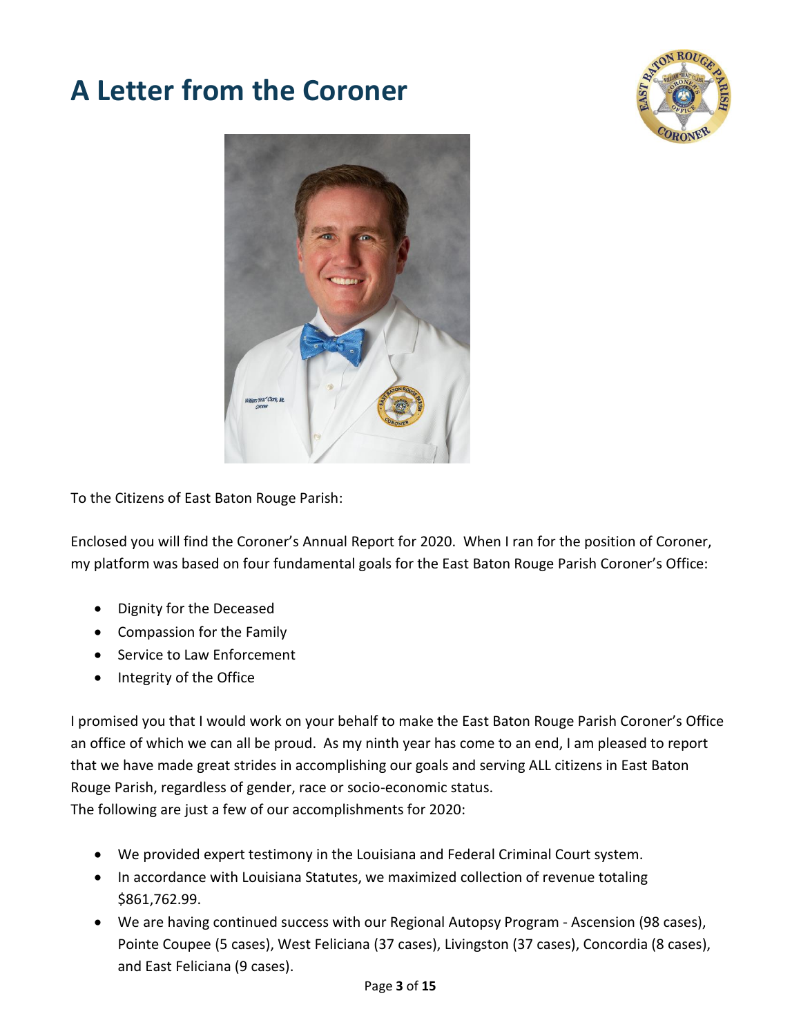# A Letter from the Coroner

To the Citizens of East Baton Rouge Parish:

Enclosed you will find the Coroner's Annual Report for 2020. When I ran for the position of Coroner, my platform was based on four fundamental goals for the East Baton Rouge Parish Coroner's Office:

- Dignity for the Deceased
- Compassion for the Family
- Service to Law Enforcement
- Integrity of the Office

I promised you that I would work on your behalf to make the East Baton Rouge Parish Coroner's Office an office of which we can all be proud. As my ninth year has come to an end, I am pleased to report that we have made great strides in accomplishing our goals and serving ALL citizens in East Baton Rouge Parish, regardless of gender, race or socio-economic status.
The following are just a few of our accomplishments for 2020:

- We provided expert testimony in the Louisiana and Federal Criminal Court system.
- In accordance with Louisiana Statutes, we maximized collection of revenue totaling $861,762.99.
- We are having continued success with our Regional Autopsy Program - Ascension (98 cases), Pointe Coupee (5 cases), West Feliciana (37 cases), Livingston (37 cases), Concordia (8 cases), and East Feliciana (9 cases).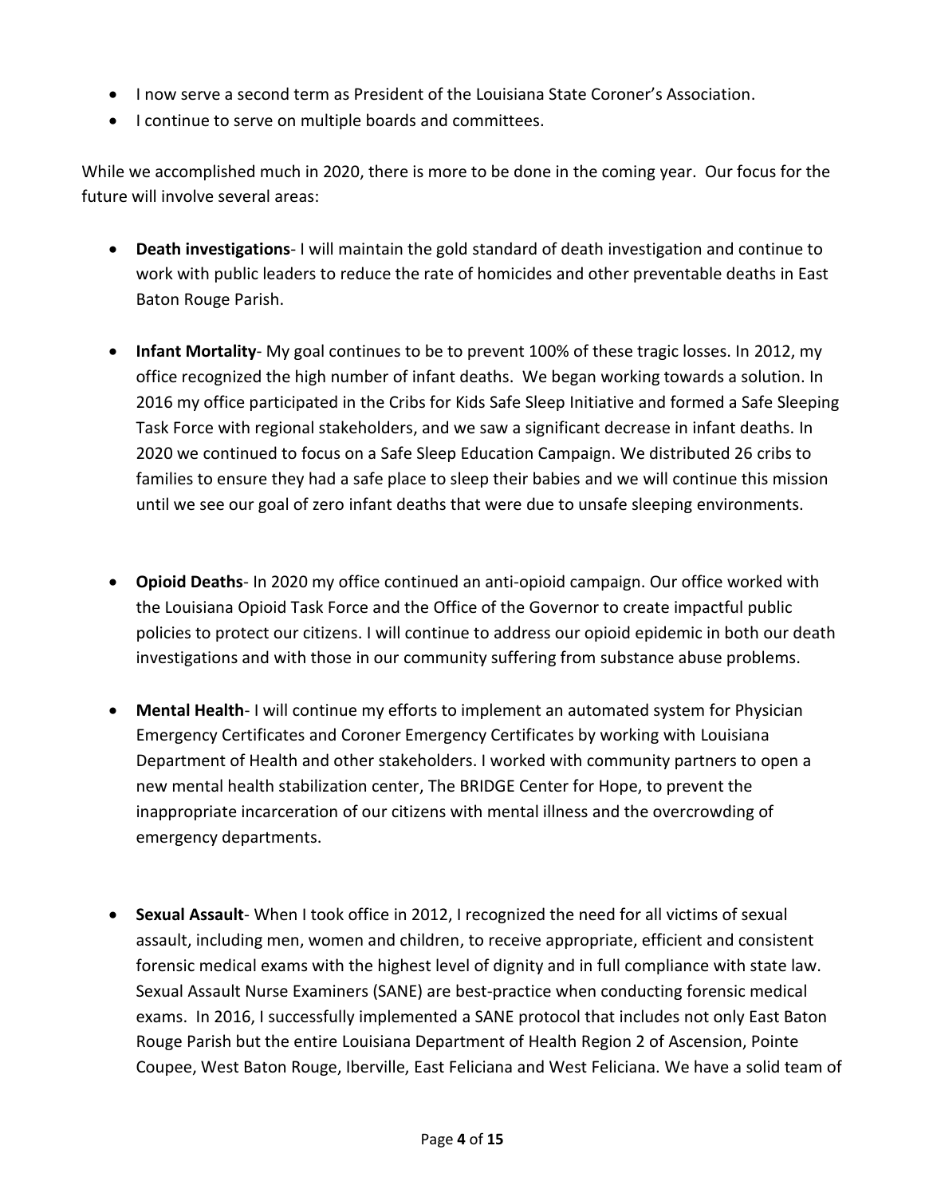- I now serve a second term as President of the Louisiana State Coroner's Association.
- I continue to serve on multiple boards and committees.

While we accomplished much in 2020, there is more to be done in the coming year. Our focus for the future will involve several areas:

- **Death investigations**- I will maintain the gold standard of death investigation and continue to work with public leaders to reduce the rate of homicides and other preventable deaths in East Baton Rouge Parish.

- **Infant Mortality**- My goal continues to be to prevent 100% of these tragic losses. In 2012, my office recognized the high number of infant deaths. We began working towards a solution. In 2016 my office participated in the Cribs for Kids Safe Sleep Initiative and formed a Safe Sleeping Task Force with regional stakeholders, and we saw a significant decrease in infant deaths. In 2020 we continued to focus on a Safe Sleep Education Campaign. We distributed 26 cribs to families to ensure they had a safe place to sleep their babies and we will continue this mission until we see our goal of zero infant deaths that were due to unsafe sleeping environments.

- **Opioid Deaths**- In 2020 my office continued an anti-opioid campaign. Our office worked with the Louisiana Opioid Task Force and the Office of the Governor to create impactful public policies to protect our citizens. I will continue to address our opioid epidemic in both our death investigations and with those in our community suffering from substance abuse problems.

- **Mental Health**- I will continue my efforts to implement an automated system for Physician Emergency Certificates and Coroner Emergency Certificates by working with Louisiana Department of Health and other stakeholders. I worked with community partners to open a new mental health stabilization center, The BRIDGE Center for Hope, to prevent the inappropriate incarceration of our citizens with mental illness and the overcrowding of emergency departments.

- **Sexual Assault**- When I took office in 2012, I recognized the need for all victims of sexual assault, including men, women and children, to receive appropriate, efficient and consistent forensic medical exams with the highest level of dignity and in full compliance with state law. Sexual Assault Nurse Examiners (SANE) are best-practice when conducting forensic medical exams. In 2016, I successfully implemented a SANE protocol that includes not only East Baton Rouge Parish but the entire Louisiana Department of Health Region 2 of Ascension, Pointe Coupee, West Baton Rouge, Iberville, East Feliciana and West Feliciana. We have a solid team of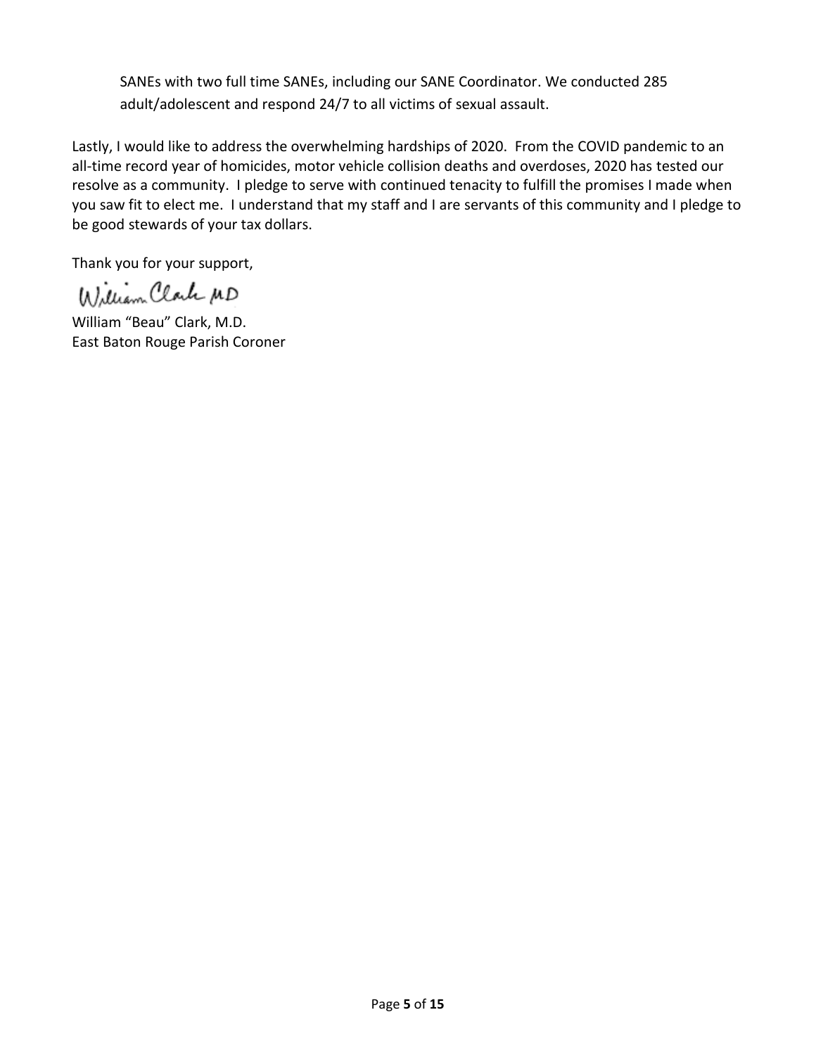SANEs with two full time SANEs, including our SANE Coordinator. We conducted 285 adult/adolescent and respond 24/7 to all victims of sexual assault.

Lastly, I would like to address the overwhelming hardships of 2020. From the COVID pandemic to an all-time record year of homicides, motor vehicle collision deaths and overdoses, 2020 has tested our resolve as a community. I pledge to serve with continued tenacity to fulfill the promises I made when you saw fit to elect me. I understand that my staff and I are servants of this community and I pledge to be good stewards of your tax dollars.

Thank you for your support,

William Clark MD

William "Beau" Clark, M.D.
East Baton Rouge Parish Coroner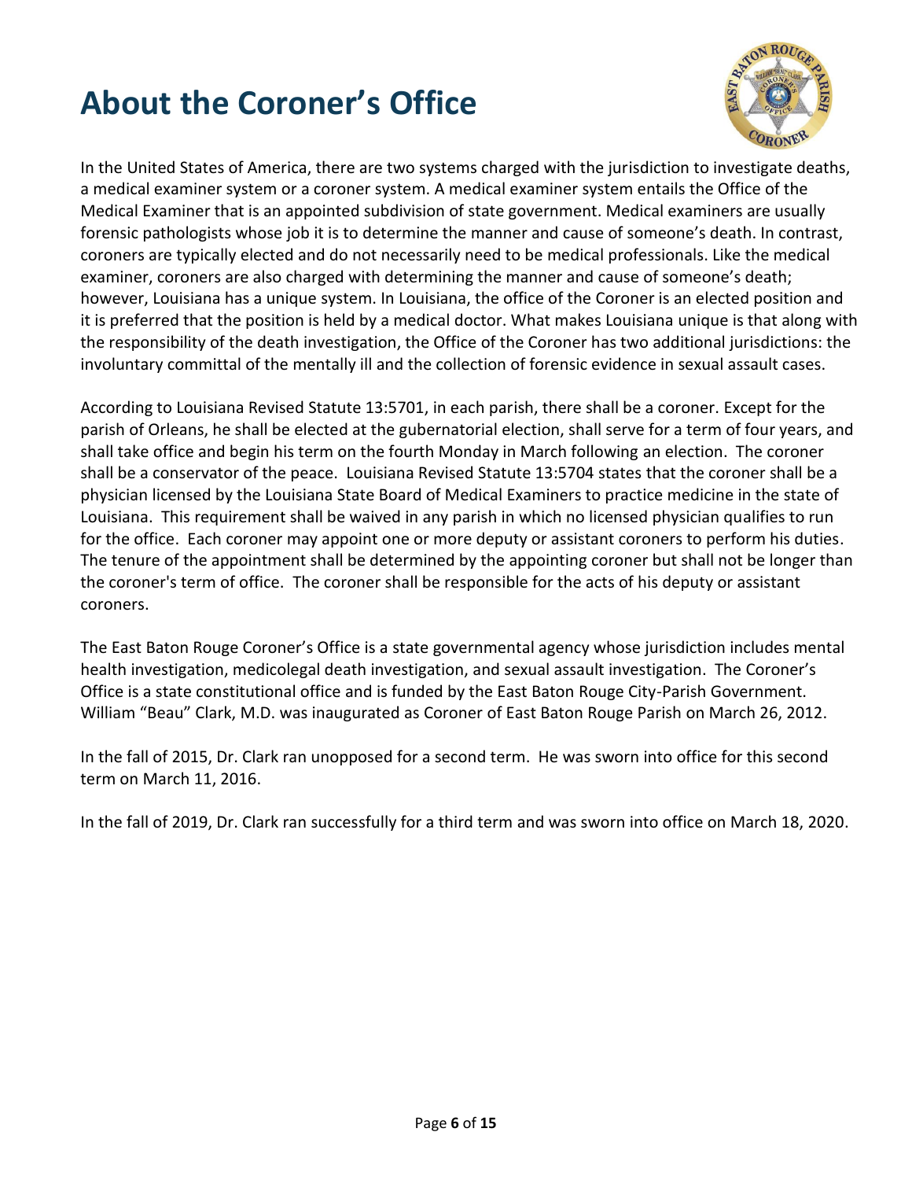# About the Coroner's Office

In the United States of America, there are two systems charged with the jurisdiction to investigate deaths, a medical examiner system or a coroner system. A medical examiner system entails the Office of the Medical Examiner that is an appointed subdivision of state government. Medical examiners are usually forensic pathologists whose job it is to determine the manner and cause of someone's death. In contrast, coroners are typically elected and do not necessarily need to be medical professionals. Like the medical examiner, coroners are also charged with determining the manner and cause of someone's death; however, Louisiana has a unique system. In Louisiana, the office of the Coroner is an elected position and it is preferred that the position is held by a medical doctor. What makes Louisiana unique is that along with the responsibility of the death investigation, the Office of the Coroner has two additional jurisdictions: the involuntary committal of the mentally ill and the collection of forensic evidence in sexual assault cases.

According to Louisiana Revised Statute 13:5701, in each parish, there shall be a coroner. Except for the parish of Orleans, he shall be elected at the gubernatorial election, shall serve for a term of four years, and shall take office and begin his term on the fourth Monday in March following an election. The coroner shall be a conservator of the peace. Louisiana Revised Statute 13:5704 states that the coroner shall be a physician licensed by the Louisiana State Board of Medical Examiners to practice medicine in the state of Louisiana. This requirement shall be waived in any parish in which no licensed physician qualifies to run for the office. Each coroner may appoint one or more deputy or assistant coroners to perform his duties. The tenure of the appointment shall be determined by the appointing coroner but shall not be longer than the coroner's term of office. The coroner shall be responsible for the acts of his deputy or assistant coroners.

The East Baton Rouge Coroner's Office is a state governmental agency whose jurisdiction includes mental health investigation, medicolegal death investigation, and sexual assault investigation. The Coroner's Office is a state constitutional office and is funded by the East Baton Rouge City-Parish Government. William "Beau" Clark, M.D. was inaugurated as Coroner of East Baton Rouge Parish on March 26, 2012.

In the fall of 2015, Dr. Clark ran unopposed for a second term. He was sworn into office for this second term on March 11, 2016.

In the fall of 2019, Dr. Clark ran successfully for a third term and was sworn into office on March 18, 2020.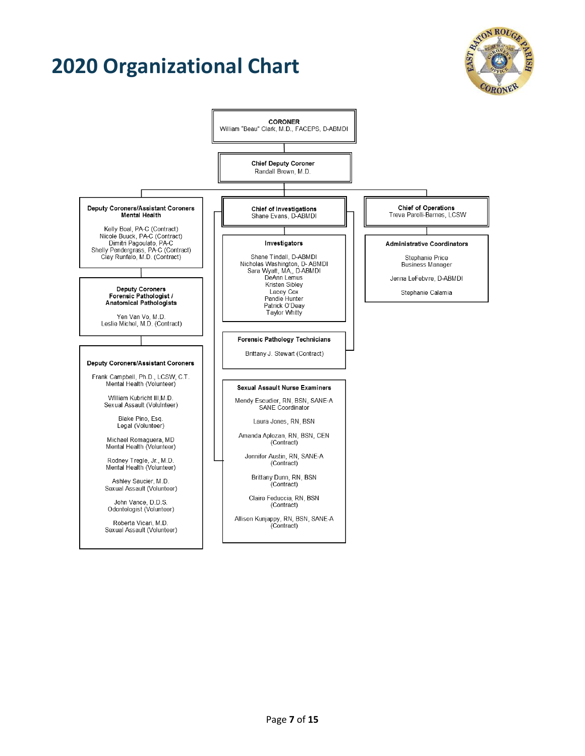# 2020 Organizational Chart

**CORONER**
William "Beau" Clark, M.D., FACEPS, D-ABMDI

**Chief Deputy Coroner**
Randall Brown, M.D.

**Deputy Coroners/Assistant Coroners Mental Health**

Kelly Boal, PA-C (Contract)
Nicole Buuck, PA-C (Contract)
Dimitri Pagoulato, PA-C
Shelly Pendergrass, PA-C (Contract)
Clay Runfalo, M.D. (Contract)

**Deputy Coroners Forensic Pathologist / Anatomical Pathologists**

Yen Van Vo, M.D.
Leslie Michel, M.D. (Contract)

**Deputy Coroners/Assistant Coroners**

Frank Campbell, Ph.D., LCSW, C.T.
Mental Health (Volunteer)

William Kubricht III,M.D.
Sexual Assault (Volulnteer)

Blake Pino, Esq.
Legal (Volunteer)

Michael Romaguera, MD
Mental Health (Volunteer)

Rodney Tregle, Jr., M.D.
Mental Health (Volunteer)

Ashley Saucier, M.D.
Sexual Assault (Volunteer)

John Vance, D.D.S.
Odontologist (Volunteer)

Roberta Vicari, M.D.
Sexual Assault (Volunteer)

**Chief of Investigations**
Shane Evans, D-ABMDI

**Investigators**

Shane Tindall, D-ABMDI
Nicholas Washington, D- ABMDI
Sara Wyatt, MA., D-ABMDI
DeAnn Lemus
Kristen Sibley
Lacey Cox
Pandie Hunter
Patrick O'Deay
Taylor Whitty

**Forensic Pathology Technicians**

Brittany J. Stewart (Contract)

**Sexual Assault Nurse Examiners**

Mendy Escudier, RN, BSN, SANE-A
SANE Coordinator

Laura Jones, RN, BSN

Amanda Aplozan, RN, BSN, CEN
(Contract)

Jennifer Austin, RN, SANE-A
(Contract)

Brittany Dunn, RN, BSN
(Contract)

Claire Feduccia, RN, BSN
(Contract)

Allison Kunjappy, RN, BSN, SANE-A
(Contract)

**Chief of Operations**
Treva Parolli-Barnes, LCSW

**Administrative Coordinators**

Stephanie Price
Business Manager

Jenna LeFebvre, D-ABMDI

Stephanie Calamia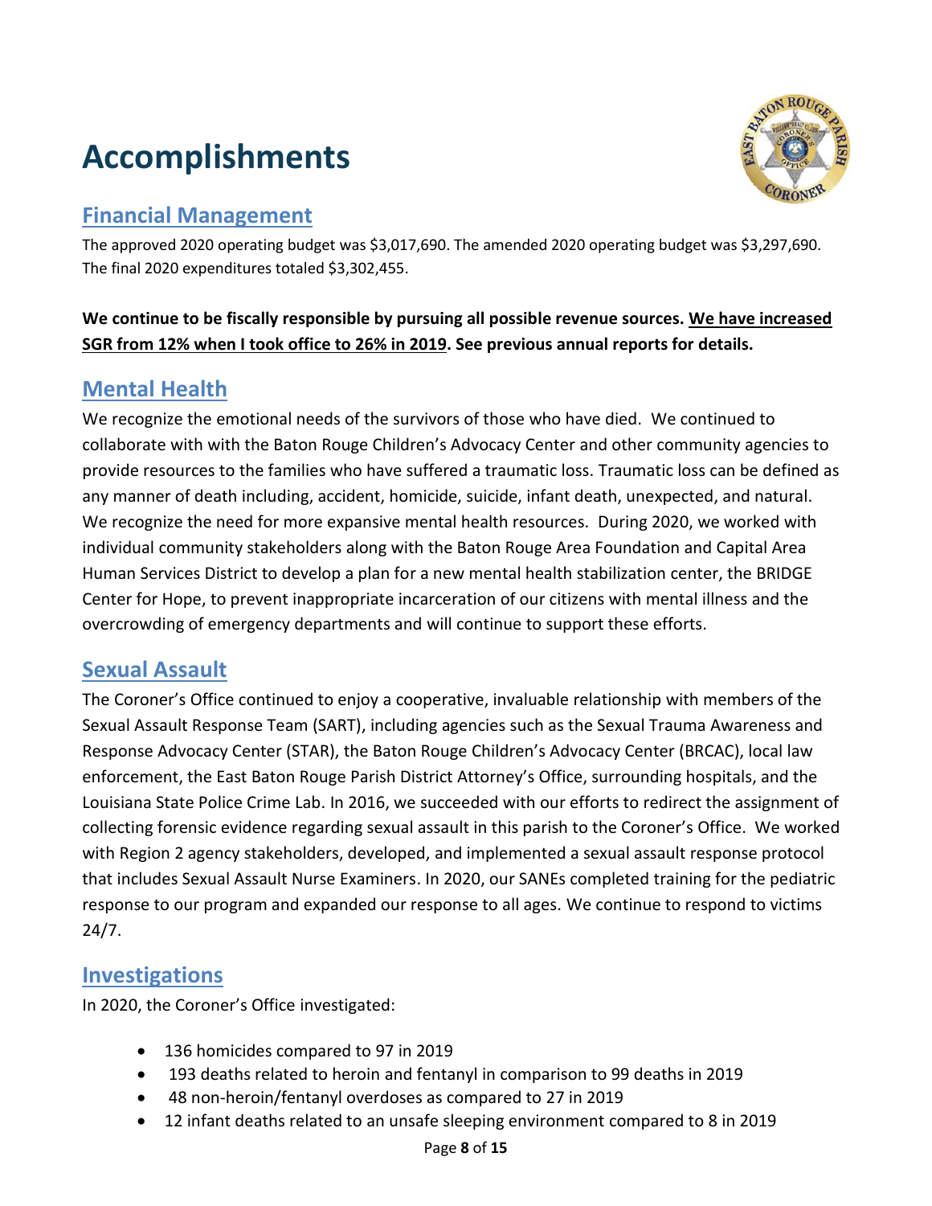# Accomplishments

## Financial Management

The approved 2020 operating budget was $3,017,690. The amended 2020 operating budget was $3,297,690. The final 2020 expenditures totaled $3,302,455.

**We continue to be fiscally responsible by pursuing all possible revenue sources. We have increased SGR from 12% when I took office to 26% in 2019. See previous annual reports for details.**

## Mental Health

We recognize the emotional needs of the survivors of those who have died. We continued to collaborate with with the Baton Rouge Children's Advocacy Center and other community agencies to provide resources to the families who have suffered a traumatic loss. Traumatic loss can be defined as any manner of death including, accident, homicide, suicide, infant death, unexpected, and natural. We recognize the need for more expansive mental health resources. During 2020, we worked with individual community stakeholders along with the Baton Rouge Area Foundation and Capital Area Human Services District to develop a plan for a new mental health stabilization center, the BRIDGE Center for Hope, to prevent inappropriate incarceration of our citizens with mental illness and the overcrowding of emergency departments and will continue to support these efforts.

## Sexual Assault

The Coroner's Office continued to enjoy a cooperative, invaluable relationship with members of the Sexual Assault Response Team (SART), including agencies such as the Sexual Trauma Awareness and Response Advocacy Center (STAR), the Baton Rouge Children's Advocacy Center (BRCAC), local law enforcement, the East Baton Rouge Parish District Attorney's Office, surrounding hospitals, and the Louisiana State Police Crime Lab. In 2016, we succeeded with our efforts to redirect the assignment of collecting forensic evidence regarding sexual assault in this parish to the Coroner's Office. We worked with Region 2 agency stakeholders, developed, and implemented a sexual assault response protocol that includes Sexual Assault Nurse Examiners. In 2020, our SANEs completed training for the pediatric response to our program and expanded our response to all ages. We continue to respond to victims 24/7.

## Investigations

In 2020, the Coroner's Office investigated:

- 136 homicides compared to 97 in 2019
- 193 deaths related to heroin and fentanyl in comparison to 99 deaths in 2019
- 48 non-heroin/fentanyl overdoses as compared to 27 in 2019
- 12 infant deaths related to an unsafe sleeping environment compared to 8 in 2019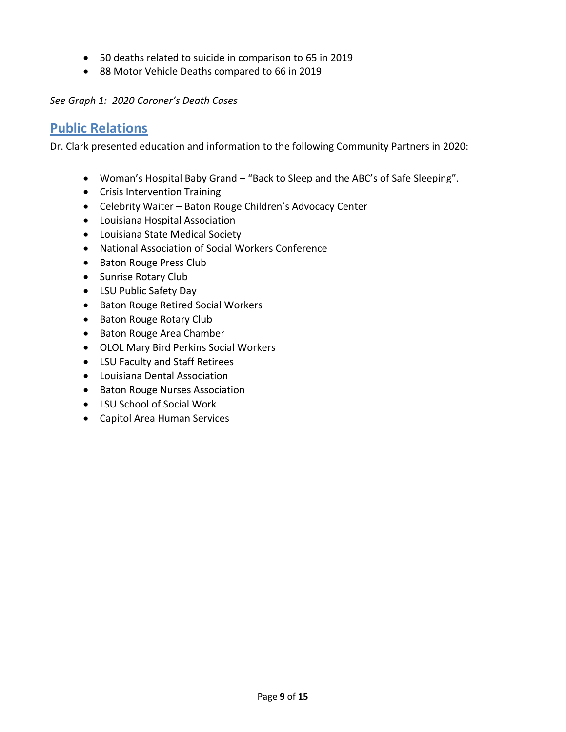- 50 deaths related to suicide in comparison to 65 in 2019
- 88 Motor Vehicle Deaths compared to 66 in 2019

*See Graph 1: 2020 Coroner's Death Cases*

## Public Relations

Dr. Clark presented education and information to the following Community Partners in 2020:

- Woman's Hospital Baby Grand – "Back to Sleep and the ABC's of Safe Sleeping".
- Crisis Intervention Training
- Celebrity Waiter – Baton Rouge Children's Advocacy Center
- Louisiana Hospital Association
- Louisiana State Medical Society
- National Association of Social Workers Conference
- Baton Rouge Press Club
- Sunrise Rotary Club
- LSU Public Safety Day
- Baton Rouge Retired Social Workers
- Baton Rouge Rotary Club
- Baton Rouge Area Chamber
- OLOL Mary Bird Perkins Social Workers
- LSU Faculty and Staff Retirees
- Louisiana Dental Association
- Baton Rouge Nurses Association
- LSU School of Social Work
- Capitol Area Human Services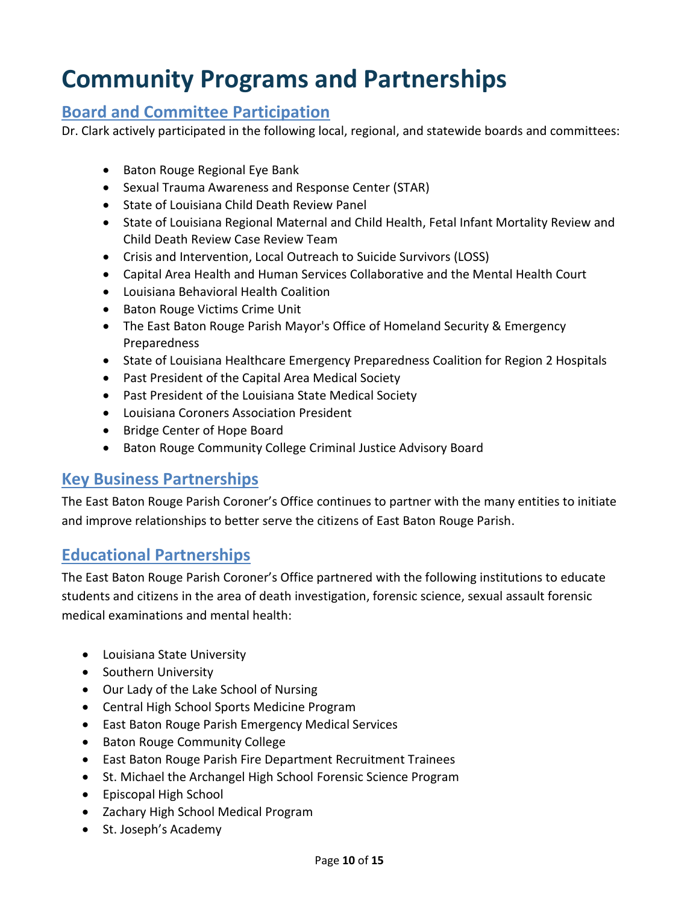# Community Programs and Partnerships

## Board and Committee Participation

Dr. Clark actively participated in the following local, regional, and statewide boards and committees:

- Baton Rouge Regional Eye Bank
- Sexual Trauma Awareness and Response Center (STAR)
- State of Louisiana Child Death Review Panel
- State of Louisiana Regional Maternal and Child Health, Fetal Infant Mortality Review and Child Death Review Case Review Team
- Crisis and Intervention, Local Outreach to Suicide Survivors (LOSS)
- Capital Area Health and Human Services Collaborative and the Mental Health Court
- Louisiana Behavioral Health Coalition
- Baton Rouge Victims Crime Unit
- The East Baton Rouge Parish Mayor's Office of Homeland Security & Emergency Preparedness
- State of Louisiana Healthcare Emergency Preparedness Coalition for Region 2 Hospitals
- Past President of the Capital Area Medical Society
- Past President of the Louisiana State Medical Society
- Louisiana Coroners Association President
- Bridge Center of Hope Board
- Baton Rouge Community College Criminal Justice Advisory Board

## Key Business Partnerships

The East Baton Rouge Parish Coroner's Office continues to partner with the many entities to initiate and improve relationships to better serve the citizens of East Baton Rouge Parish.

## Educational Partnerships

The East Baton Rouge Parish Coroner's Office partnered with the following institutions to educate students and citizens in the area of death investigation, forensic science, sexual assault forensic medical examinations and mental health:

- Louisiana State University
- Southern University
- Our Lady of the Lake School of Nursing
- Central High School Sports Medicine Program
- East Baton Rouge Parish Emergency Medical Services
- Baton Rouge Community College
- East Baton Rouge Parish Fire Department Recruitment Trainees
- St. Michael the Archangel High School Forensic Science Program
- Episcopal High School
- Zachary High School Medical Program
- St. Joseph's Academy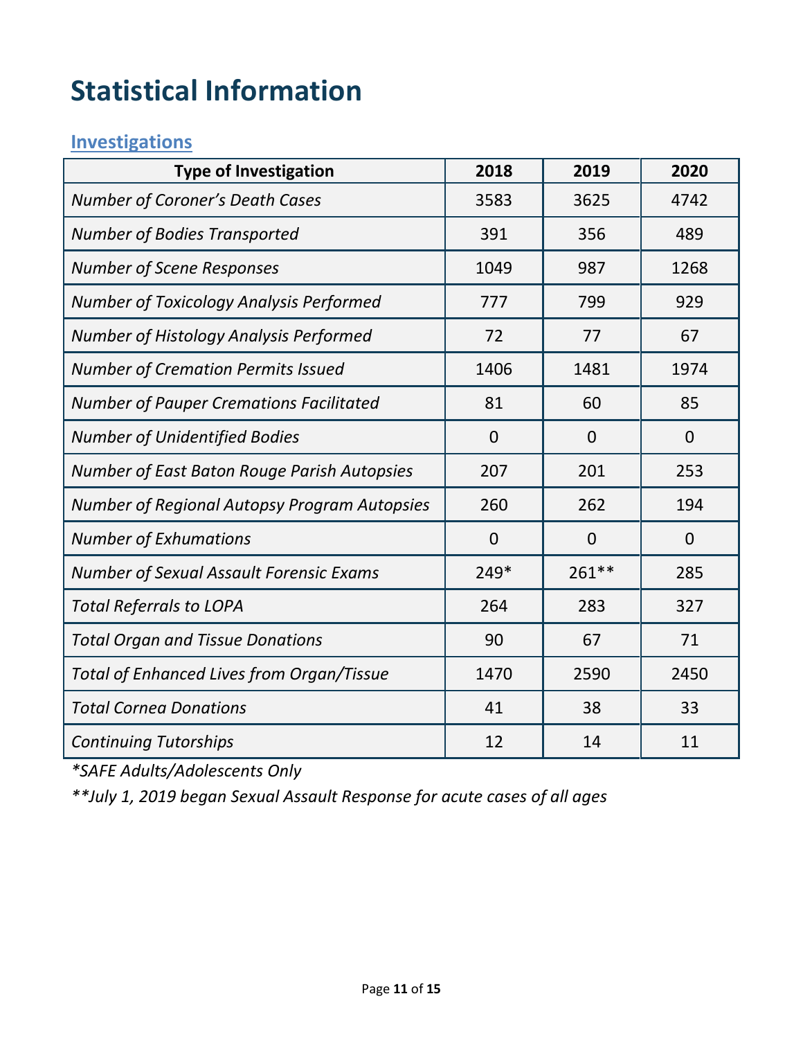# Statistical Information

## Investigations

| Type of Investigation | 2018 | 2019 | 2020 |
|---|---|---|---|
| *Number of Coroner's Death Cases* | 3583 | 3625 | 4742 |
| *Number of Bodies Transported* | 391 | 356 | 489 |
| *Number of Scene Responses* | 1049 | 987 | 1268 |
| *Number of Toxicology Analysis Performed* | 777 | 799 | 929 |
| *Number of Histology Analysis Performed* | 72 | 77 | 67 |
| *Number of Cremation Permits Issued* | 1406 | 1481 | 1974 |
| *Number of Pauper Cremations Facilitated* | 81 | 60 | 85 |
| *Number of Unidentified Bodies* | 0 | 0 | 0 |
| *Number of East Baton Rouge Parish Autopsies* | 207 | 201 | 253 |
| *Number of Regional Autopsy Program Autopsies* | 260 | 262 | 194 |
| *Number of Exhumations* | 0 | 0 | 0 |
| *Number of Sexual Assault Forensic Exams* | 249* | 261** | 285 |
| *Total Referrals to LOPA* | 264 | 283 | 327 |
| *Total Organ and Tissue Donations* | 90 | 67 | 71 |
| *Total of Enhanced Lives from Organ/Tissue* | 1470 | 2590 | 2450 |
| *Total Cornea Donations* | 41 | 38 | 33 |
| *Continuing Tutorships* | 12 | 14 | 11 |

*\*SAFE Adults/Adolescents Only*

*\*\*July 1, 2019 began Sexual Assault Response for acute cases of all ages*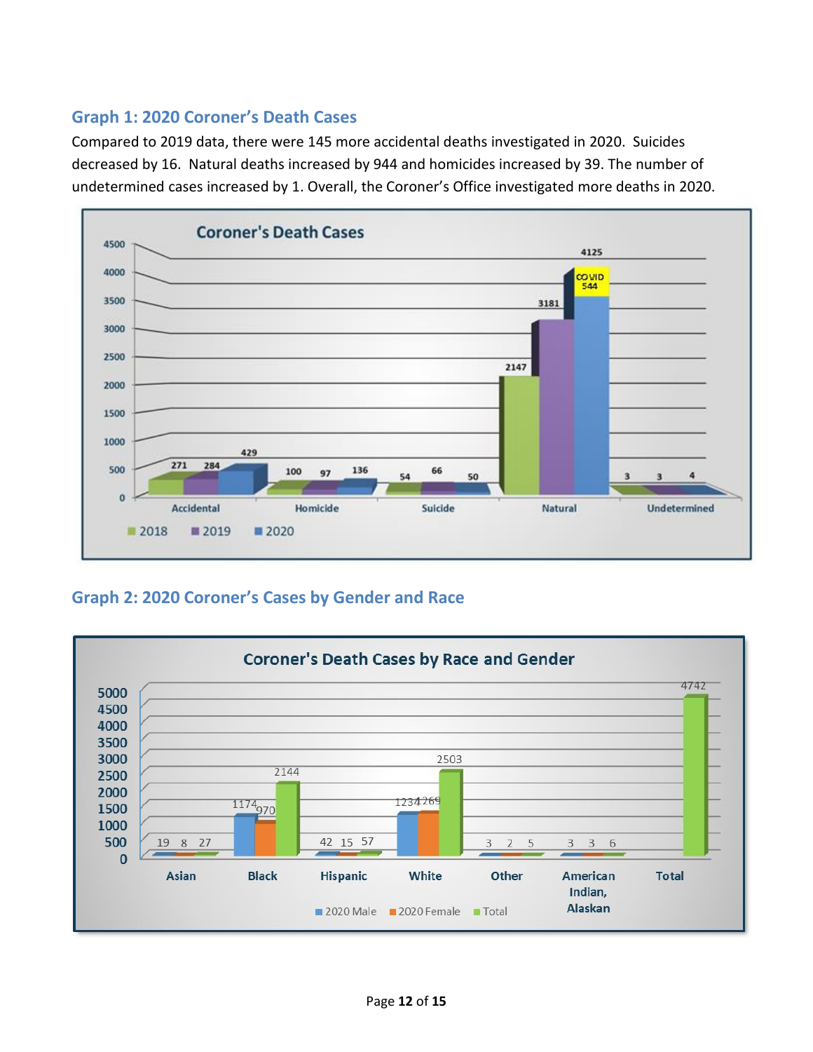## Graph 1: 2020 Coroner's Death Cases

Compared to 2019 data, there were 145 more accidental deaths investigated in 2020. Suicides decreased by 16. Natural deaths increased by 944 and homicides increased by 39. The number of undetermined cases increased by 1. Overall, the Coroner's Office investigated more deaths in 2020.

**Coroner's Death Cases**

| | 2018 | 2019 | 2020 |
|---|---|---|---|
| Accidental | 271 | 284 | 429 |
| Homicide | 100 | 97 | 136 |
| Suicide | 54 | 66 | 50 |
| Natural | 2147 | 3181 | 4125 (COVID 544) |
| Undetermined | 3 | 3 | 4 |

## Graph 2: 2020 Coroner's Cases by Gender and Race

**Coroner's Death Cases by Race and Gender**

| | 2020 Male | 2020 Female | Total |
|---|---|---|---|
| Asian | 19 | 8 | 27 |
| Black | 1174 | 970 | 2144 |
| Hispanic | 42 | 15 | 57 |
| White | 1234 | 1269 | 2503 |
| Other | 3 | 2 | 5 |
| American Indian, Alaskan | 3 | 3 | 6 |
| Total | | | 4742 |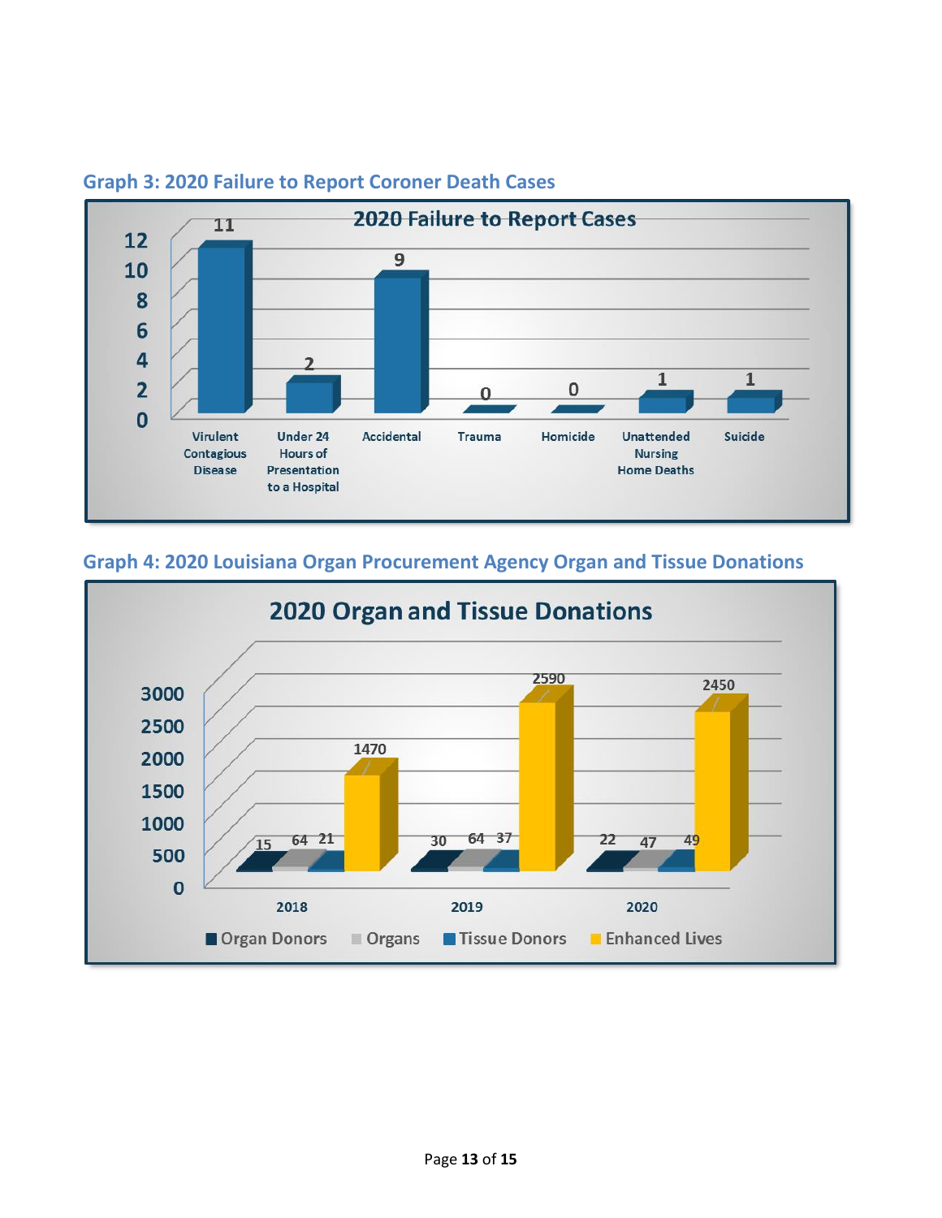### Graph 3: 2020 Failure to Report Coroner Death Cases

**2020 Failure to Report Cases**

| Category | Count |
|---|---|
| Virulent Contagious Disease | 11 |
| Under 24 Hours of Presentation to a Hospital | 2 |
| Accidental | 9 |
| Trauma | 0 |
| Homicide | 0 |
| Unattended Nursing Home Deaths | 1 |
| Suicide | 1 |

### Graph 4: 2020 Louisiana Organ Procurement Agency Organ and Tissue Donations

**2020 Organ and Tissue Donations**

| Year | Organ Donors | Organs | Tissue Donors | Enhanced Lives |
|---|---|---|---|---|
| 2018 | 15 | 64 | 21 | 1470 |
| 2019 | 30 | 64 | 37 | 2590 |
| 2020 | 22 | 47 | 49 | 2450 |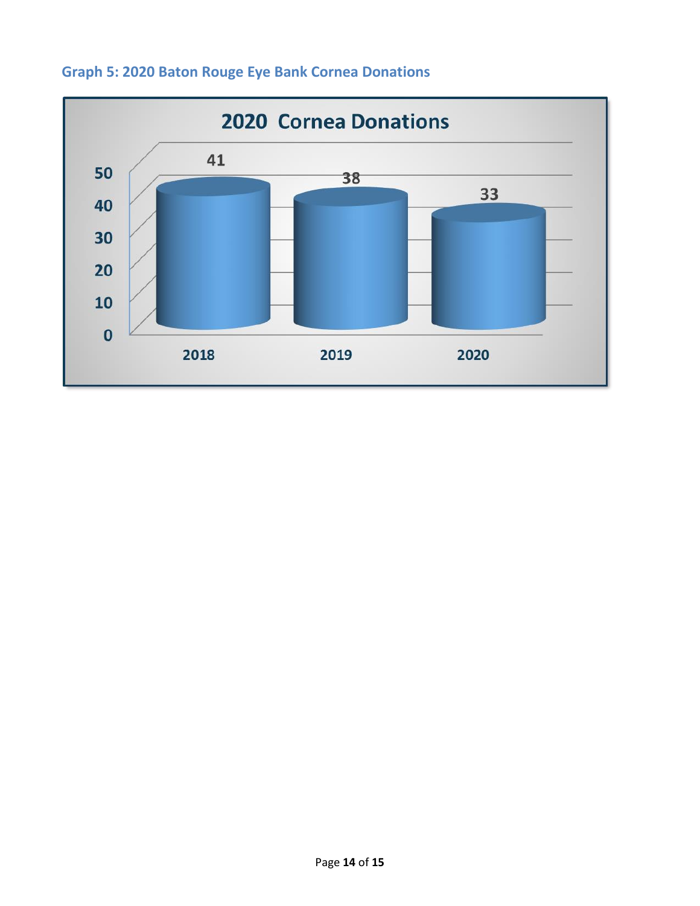### Graph 5: 2020 Baton Rouge Eye Bank Cornea Donations

**2020 Cornea Donations**

| Year | Cornea Donations |
|---|---|
| 2018 | 41 |
| 2019 | 38 |
| 2020 | 33 |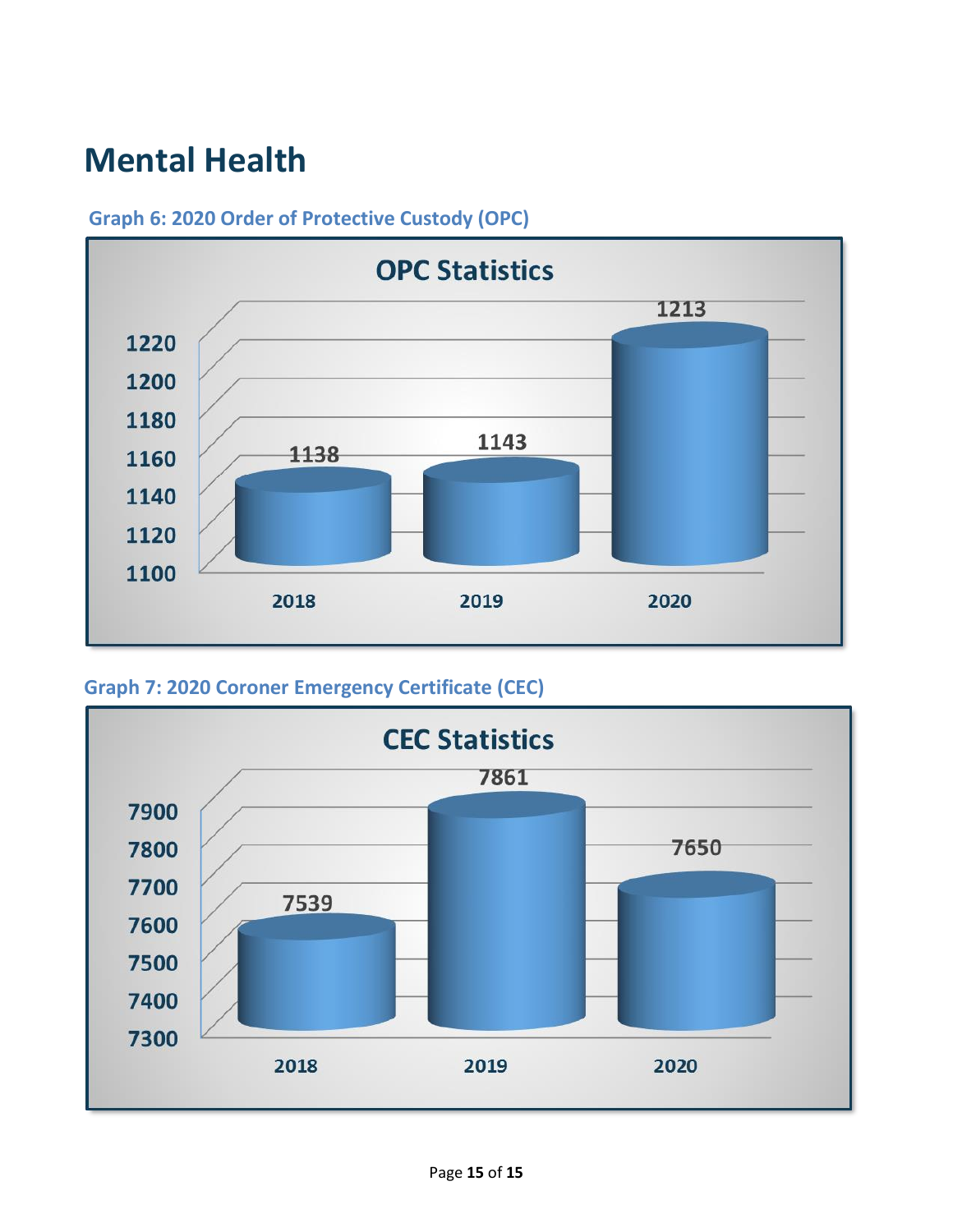# Mental Health

### Graph 6: 2020 Order of Protective Custody (OPC)

OPC Statistics

1220
1200
1180
1160
1140
1120
1100

1138
1143
1213

2018
2019
2020

### Graph 7: 2020 Coroner Emergency Certificate (CEC)

CEC Statistics

7900
7800
7700
7600
7500
7400
7300

7539
7861
7650

2018
2019
2020